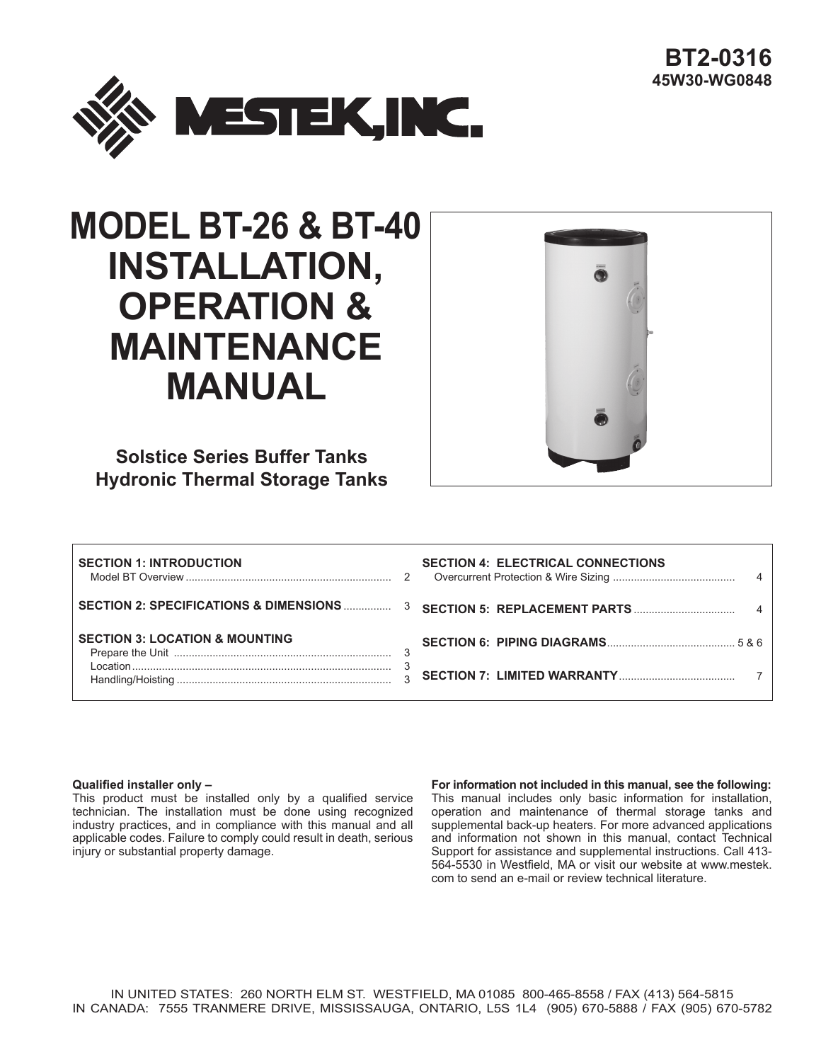**BT2-0316**
**45W30-WG0848**

MESTEK, INC.

# MODEL BT-26 & BT-40 INSTALLATION, OPERATION & MAINTENANCE MANUAL

**Solstice Series Buffer Tanks**
**Hydronic Thermal Storage Tanks**

| | | | |
|---|---|---|---|
| **SECTION 1: INTRODUCTION** | | **SECTION 4: ELECTRICAL CONNECTIONS** | |
| Model BT Overview | 2 | Overcurrent Protection & Wire Sizing | 4 |
| **SECTION 2: SPECIFICATIONS & DIMENSIONS** | 3 | **SECTION 5: REPLACEMENT PARTS** | 4 |
| **SECTION 3: LOCATION & MOUNTING** | | **SECTION 6: PIPING DIAGRAMS** | 5 & 6 |
| Prepare the Unit | 3 | | |
| Location | 3 | **SECTION 7: LIMITED WARRANTY** | 7 |
| Handling/Hoisting | 3 | | |

**Qualified installer only –**
This product must be installed only by a qualified service technician. The installation must be done using recognized industry practices, and in compliance with this manual and all applicable codes. Failure to comply could result in death, serious injury or substantial property damage.

**For information not included in this manual, see the following:**
This manual includes only basic information for installation, operation and maintenance of thermal storage tanks and supplemental back-up heaters. For more advanced applications and information not shown in this manual, contact Technical Support for assistance and supplemental instructions. Call 413-564-5530 in Westfield, MA or visit our website at www.mestek.com to send an e-mail or review technical literature.

IN UNITED STATES: 260 NORTH ELM ST. WESTFIELD, MA 01085 800-465-8558 / FAX (413) 564-5815
IN CANADA: 7555 TRANMERE DRIVE, MISSISSAUGA, ONTARIO, L5S 1L4 (905) 670-5888 / FAX (905) 670-5782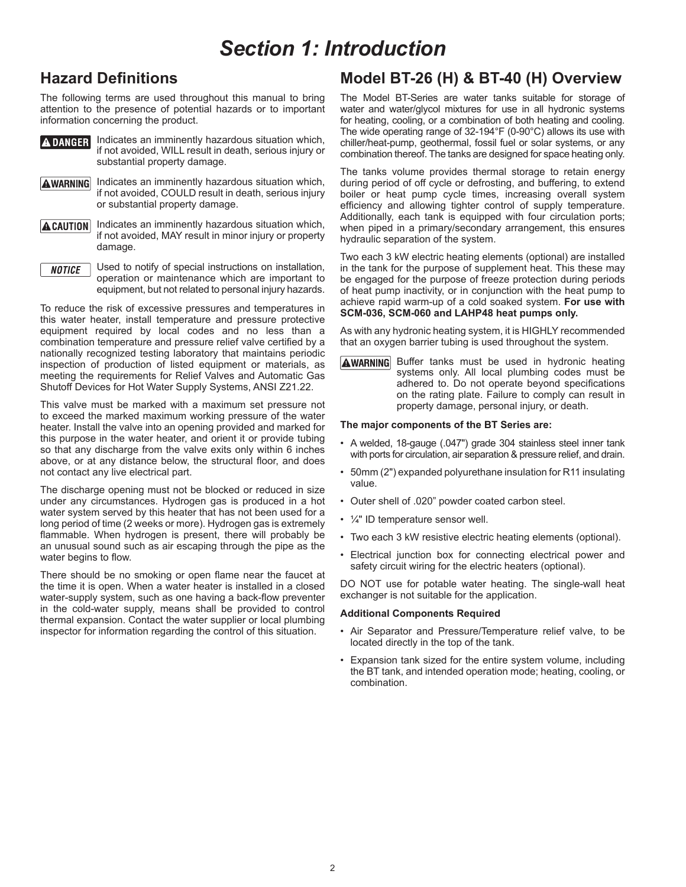# Section 1: Introduction

## Hazard Definitions

The following terms are used throughout this manual to bring attention to the presence of potential hazards or to important information concerning the product.

**DANGER** Indicates an imminently hazardous situation which, if not avoided, WILL result in death, serious injury or substantial property damage.

**WARNING** Indicates an imminently hazardous situation which, if not avoided, COULD result in death, serious injury or substantial property damage.

**CAUTION** Indicates an imminently hazardous situation which, if not avoided, MAY result in minor injury or property damage.

***NOTICE*** Used to notify of special instructions on installation, operation or maintenance which are important to equipment, but not related to personal injury hazards.

To reduce the risk of excessive pressures and temperatures in this water heater, install temperature and pressure protective equipment required by local codes and no less than a combination temperature and pressure relief valve certified by a nationally recognized testing laboratory that maintains periodic inspection of production of listed equipment or materials, as meeting the requirements for Relief Valves and Automatic Gas Shutoff Devices for Hot Water Supply Systems, ANSI Z21.22.

This valve must be marked with a maximum set pressure not to exceed the marked maximum working pressure of the water heater. Install the valve into an opening provided and marked for this purpose in the water heater, and orient it or provide tubing so that any discharge from the valve exits only within 6 inches above, or at any distance below, the structural floor, and does not contact any live electrical part.

The discharge opening must not be blocked or reduced in size under any circumstances. Hydrogen gas is produced in a hot water system served by this heater that has not been used for a long period of time (2 weeks or more). Hydrogen gas is extremely flammable. When hydrogen is present, there will probably be an unusual sound such as air escaping through the pipe as the water begins to flow.

There should be no smoking or open flame near the faucet at the time it is open. When a water heater is installed in a closed water-supply system, such as one having a back-flow preventer in the cold-water supply, means shall be provided to control thermal expansion. Contact the water supplier or local plumbing inspector for information regarding the control of this situation.

## Model BT-26 (H) & BT-40 (H) Overview

The Model BT-Series are water tanks suitable for storage of water and water/glycol mixtures for use in all hydronic systems for heating, cooling, or a combination of both heating and cooling. The wide operating range of 32-194°F (0-90°C) allows its use with chiller/heat-pump, geothermal, fossil fuel or solar systems, or any combination thereof. The tanks are designed for space heating only.

The tanks volume provides thermal storage to retain energy during period of off cycle or defrosting, and buffering, to extend boiler or heat pump cycle times, increasing overall system efficiency and allowing tighter control of supply temperature. Additionally, each tank is equipped with four circulation ports; when piped in a primary/secondary arrangement, this ensures hydraulic separation of the system.

Two each 3 kW electric heating elements (optional) are installed in the tank for the purpose of supplement heat. This these may be engaged for the purpose of freeze protection during periods of heat pump inactivity, or in conjunction with the heat pump to achieve rapid warm-up of a cold soaked system. **For use with SCM-036, SCM-060 and LAHP48 heat pumps only.**

As with any hydronic heating system, it is HIGHLY recommended that an oxygen barrier tubing is used throughout the system.

**WARNING** Buffer tanks must be used in hydronic heating systems only. All local plumbing codes must be adhered to. Do not operate beyond specifications on the rating plate. Failure to comply can result in property damage, personal injury, or death.

**The major components of the BT Series are:**

- A welded, 18-gauge (.047") grade 304 stainless steel inner tank with ports for circulation, air separation & pressure relief, and drain.
- 50mm (2") expanded polyurethane insulation for R11 insulating value.
- Outer shell of .020" powder coated carbon steel.
- ¼" ID temperature sensor well.
- Two each 3 kW resistive electric heating elements (optional).
- Electrical junction box for connecting electrical power and safety circuit wiring for the electric heaters (optional).

DO NOT use for potable water heating. The single-wall heat exchanger is not suitable for the application.

**Additional Components Required**

- Air Separator and Pressure/Temperature relief valve, to be located directly in the top of the tank.
- Expansion tank sized for the entire system volume, including the BT tank, and intended operation mode; heating, cooling, or combination.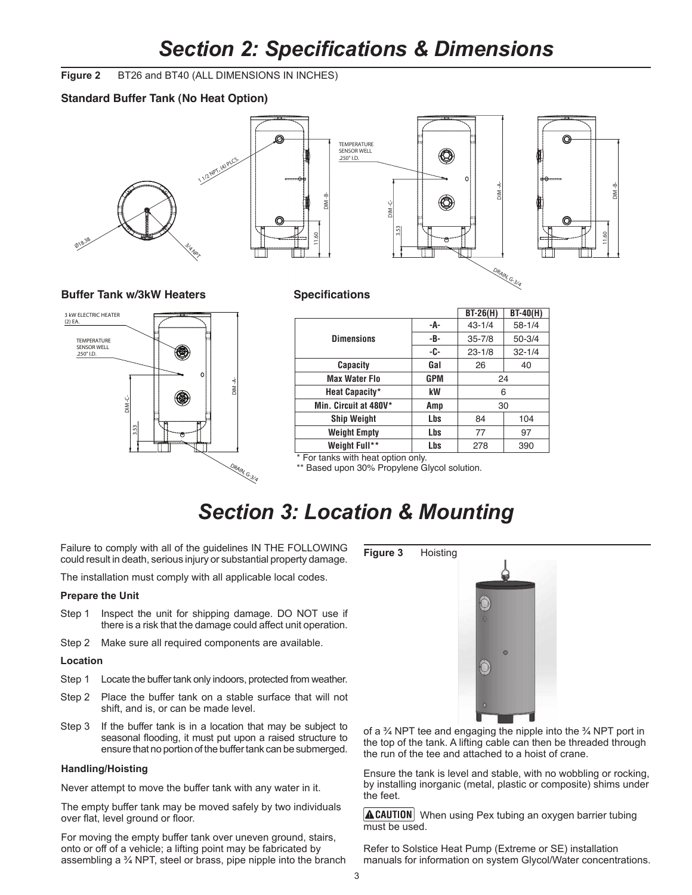# Section 2: Specifications & Dimensions

**Figure 2** BT26 and BT40 (ALL DIMENSIONS IN INCHES)

### Standard Buffer Tank (No Heat Option)

1 1/2 NPT, (4) PLCS.

Ø18.38

3/4 NPT

TEMPERATURE SENSOR WELL .250" I.D.

DIM -A-

DIM -B-

DIM -C-

11.60

3.53

DRAIN, G-3/4

### Buffer Tank w/3kW Heaters

3 kW ELECTRIC HEATER (2) EA.

TEMPERATURE SENSOR WELL .250" I.D.

DIM -A-

DIM -C-

3.53

DRAIN, G-3/4

### Specifications

| | | BT-26(H) | BT-40(H) |
|---|---|---|---|
| Dimensions | -A- | 43-1/4 | 58-1/4 |
| | -B- | 35-7/8 | 50-3/4 |
| | -C- | 23-1/8 | 32-1/4 |
| Capacity | Gal | 26 | 40 |
| Max Water Flo | GPM | 24 | |
| Heat Capacity* | kW | 6 | |
| Min. Circuit at 480V* | Amp | 30 | |
| Ship Weight | Lbs | 84 | 104 |
| Weight Empty | Lbs | 77 | 97 |
| Weight Full** | Lbs | 278 | 390 |

\* For tanks with heat option only.

\** Based upon 30% Propylene Glycol solution.

# Section 3: Location & Mounting

Failure to comply with all of the guidelines IN THE FOLLOWING could result in death, serious injury or substantial property damage.

The installation must comply with all applicable local codes.

### Prepare the Unit

Step 1 Inspect the unit for shipping damage. DO NOT use if there is a risk that the damage could affect unit operation.

Step 2 Make sure all required components are available.

### Location

Step 1 Locate the buffer tank only indoors, protected from weather.

Step 2 Place the buffer tank on a stable surface that will not shift, and is, or can be made level.

Step 3 If the buffer tank is in a location that may be subject to seasonal flooding, it must put upon a raised structure to ensure that no portion of the buffer tank can be submerged.

### Handling/Hoisting

Never attempt to move the buffer tank with any water in it.

The empty buffer tank may be moved safely by two individuals over flat, level ground or floor.

For moving the empty buffer tank over uneven ground, stairs, onto or off of a vehicle; a lifting point may be fabricated by assembling a ¾ NPT, steel or brass, pipe nipple into the branch of a ¾ NPT tee and engaging the nipple into the ¾ NPT port in the top of the tank. A lifting cable can then be threaded through the run of the tee and attached to a hoist of crane.

**Figure 3** Hoisting

Ensure the tank is level and stable, with no wobbling or rocking, by installing inorganic (metal, plastic or composite) shims under the feet.

**⚠CAUTION** When using Pex tubing an oxygen barrier tubing must be used.

Refer to Solstice Heat Pump (Extreme or SE) installation manuals for information on system Glycol/Water concentrations.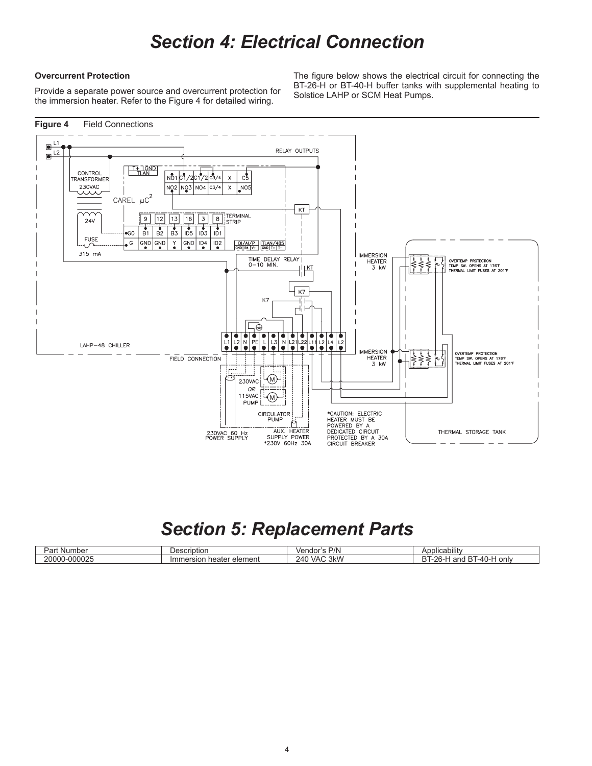# Section 4: Electrical Connection

**Overcurrent Protection**

Provide a separate power source and overcurrent protection for the immersion heater. Refer to the Figure 4 for detailed wiring.

The figure below shows the electrical circuit for connecting the BT-26-H or BT-40-H buffer tanks with supplemental heating to Solstice LAHP or SCM Heat Pumps.

**Figure 4** Field Connections

# Section 5: Replacement Parts

| Part Number | Description | Vendor's P/N | Applicability |
|---|---|---|---|
| 20000-000025 | Immersion heater element | 240 VAC 3kW | BT-26-H and BT-40-H only |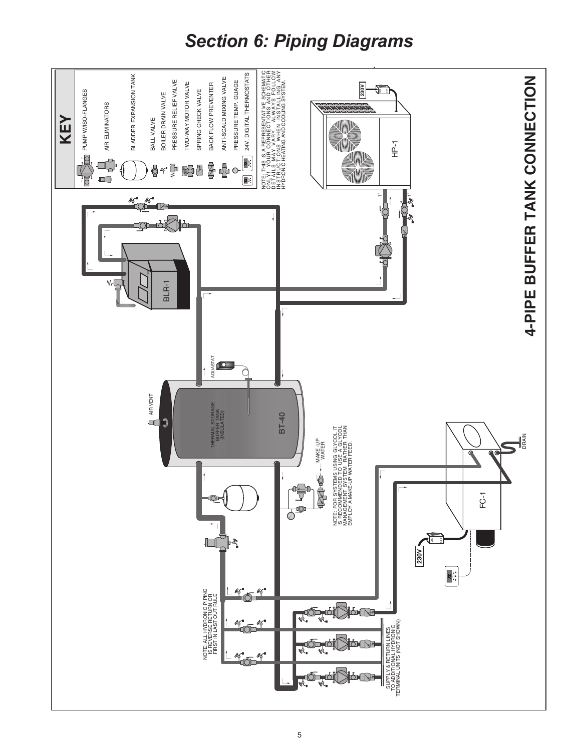# Section 6: Piping Diagrams

## 4-PIPE BUFFER TANK CONNECTION

### KEY

- PUMP W/ISO-FLANGES
- AIR ELIMINATORS
- BLADDER EXPANSION TANK
- BALL VALVE
- BOILER DRAIN VALVE
- PRESSURE RELIEF VALVE
- TWO-WAY MOTOR VALVE
- SPRING CHECK VALVE
- BACK FLOW PREVENTER
- ANTI-SCALD MIXING VALVE
- PRESSURE TEMP. GUAGE
- 24V. DIGITAL THERMOSTATS

NOTE: THIS IS A REPRESENTATIVE SCHEMATIC ONLY! YOUR CONNECTIONS AND OTHER DETAILS MAY VARY. ALWAYS FOLLOW INSTRUCTIONS WHEN INSTALLING ANY HYDRONIC HEATING AND COOLING SYSTEM.

230V

HP-1

1"

1"

BLR-1

AQUASTAT

AIR VENT

THERMAL STORAGE BUFFER TANK (INSULATED)

BT-40

MAKE-UP WATER

NOTE: FOR SYSTEMS USING GLYCOL IT IS RECOMMENDED TO USE A GLYCOL MANAGEMENT SYSTEM RATHER THAN EMPLOY A MAKE-UP WATER FEED.

DRAIN

FC-1

230V

NOTE: ALL HYDRONIC PIPING IS REVERSE RETURN OR FIRST IN LAST OUT RULE

SUPPLY & RETURN LINES TO ADDITIONAL HYDRONIC TERMINAL UNITS (NOT SHOWN)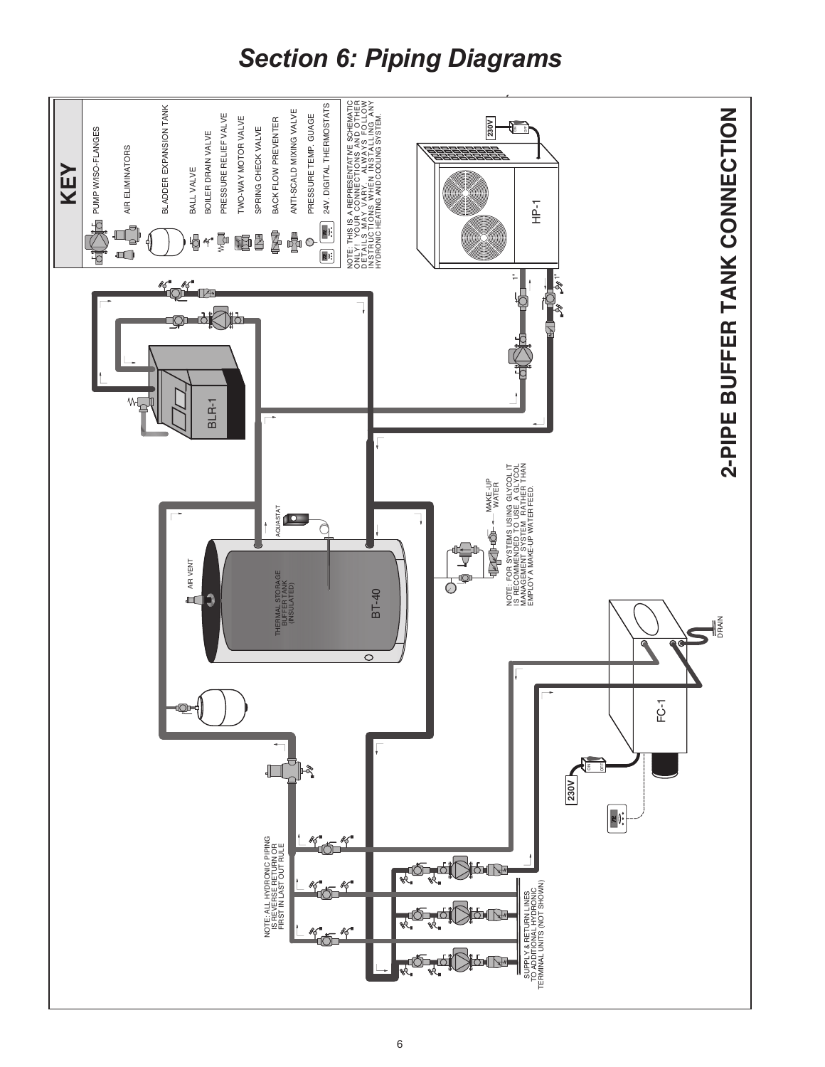# Section 6: Piping Diagrams

## 2-PIPE BUFFER TANK CONNECTION

### KEY

- PUMP W/ISO-FLANGES
- AIR ELIMINATORS
- BLADDER EXPANSION TANK
- BALL VALVE
- BOILER DRAIN VALVE
- PRESSURE RELIEF VALVE
- TWO-WAY MOTOR VALVE
- SPRING CHECK VALVE
- BACK FLOW PREVENTER
- ANTI-SCALD MIXING VALVE
- PRESSURE TEMP. GUAGE
- 24V. DIGITAL THERMOSTATS

NOTE: THIS IS A REPRESENTATIVE SCHEMATIC ONLY! YOUR CONNECTIONS AND OTHER DETAILS MAY VARY. ALWAYS FOLLOW INSTRUCTIONS WHEN INSTALLING ANY HYDRONIC HEATING AND COOLING SYSTEM.

HP-1

230V

1"

1"

BLR-1

AQUASTAT

AIR VENT

THERMAL STORAGE BUFFER TANK (INSULATED)

BT-40

MAKE-UP WATER

NOTE: FOR SYSTEMS USING GLYCOL IT IS RECOMMENDED TO USE A GLYCOL MANAGEMENT SYSTEM RATHER THAN EMPLOY A MAKE-UP WATER FEED.

DRAIN

FC-1

230V

NOTE: ALL HYDRONIC PIPING IS REVERSE RETURN OR FIRST IN LAST OUT RULE

SUPPLY & RETURN LINES TO ADDITIONAL HYDRONIC TERMINAL UNITS (NOT SHOWN)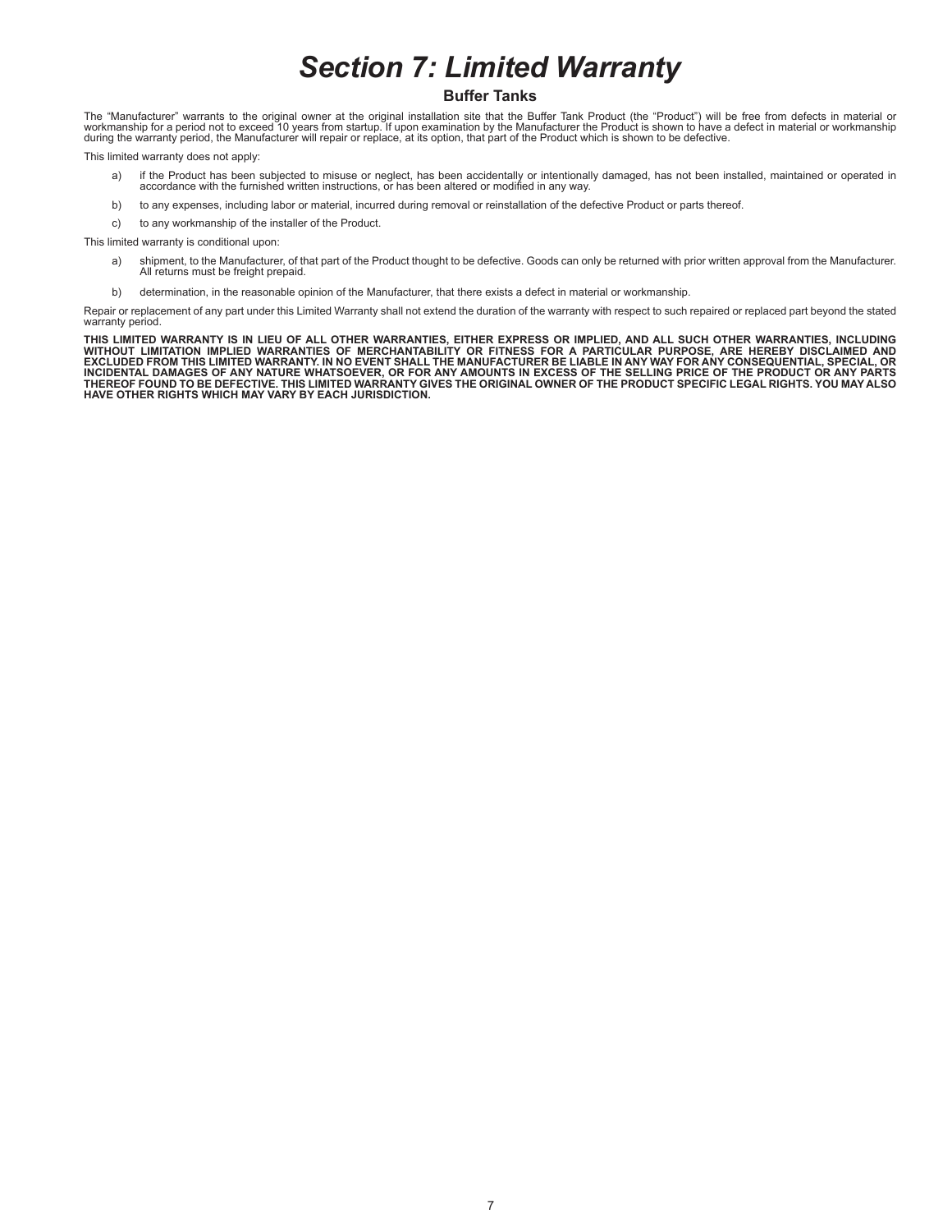# *Section 7: Limited Warranty*

## Buffer Tanks

The "Manufacturer" warrants to the original owner at the original installation site that the Buffer Tank Product (the "Product") will be free from defects in material or workmanship for a period not to exceed 10 years from startup. If upon examination by the Manufacturer the Product is shown to have a defect in material or workmanship during the warranty period, the Manufacturer will repair or replace, at its option, that part of the Product which is shown to be defective.

This limited warranty does not apply:

a) if the Product has been subjected to misuse or neglect, has been accidentally or intentionally damaged, has not been installed, maintained or operated in accordance with the furnished written instructions, or has been altered or modified in any way.

b) to any expenses, including labor or material, incurred during removal or reinstallation of the defective Product or parts thereof.

c) to any workmanship of the installer of the Product.

This limited warranty is conditional upon:

a) shipment, to the Manufacturer, of that part of the Product thought to be defective. Goods can only be returned with prior written approval from the Manufacturer. All returns must be freight prepaid.

b) determination, in the reasonable opinion of the Manufacturer, that there exists a defect in material or workmanship.

Repair or replacement of any part under this Limited Warranty shall not extend the duration of the warranty with respect to such repaired or replaced part beyond the stated warranty period.

**THIS LIMITED WARRANTY IS IN LIEU OF ALL OTHER WARRANTIES, EITHER EXPRESS OR IMPLIED, AND ALL SUCH OTHER WARRANTIES, INCLUDING WITHOUT LIMITATION IMPLIED WARRANTIES OF MERCHANTABILITY OR FITNESS FOR A PARTICULAR PURPOSE, ARE HEREBY DISCLAIMED AND EXCLUDED FROM THIS LIMITED WARRANTY. IN NO EVENT SHALL THE MANUFACTURER BE LIABLE IN ANY WAY FOR ANY CONSEQUENTIAL, SPECIAL, OR INCIDENTAL DAMAGES OF ANY NATURE WHATSOEVER, OR FOR ANY AMOUNTS IN EXCESS OF THE SELLING PRICE OF THE PRODUCT OR ANY PARTS THEREOF FOUND TO BE DEFECTIVE. THIS LIMITED WARRANTY GIVES THE ORIGINAL OWNER OF THE PRODUCT SPECIFIC LEGAL RIGHTS. YOU MAY ALSO HAVE OTHER RIGHTS WHICH MAY VARY BY EACH JURISDICTION.**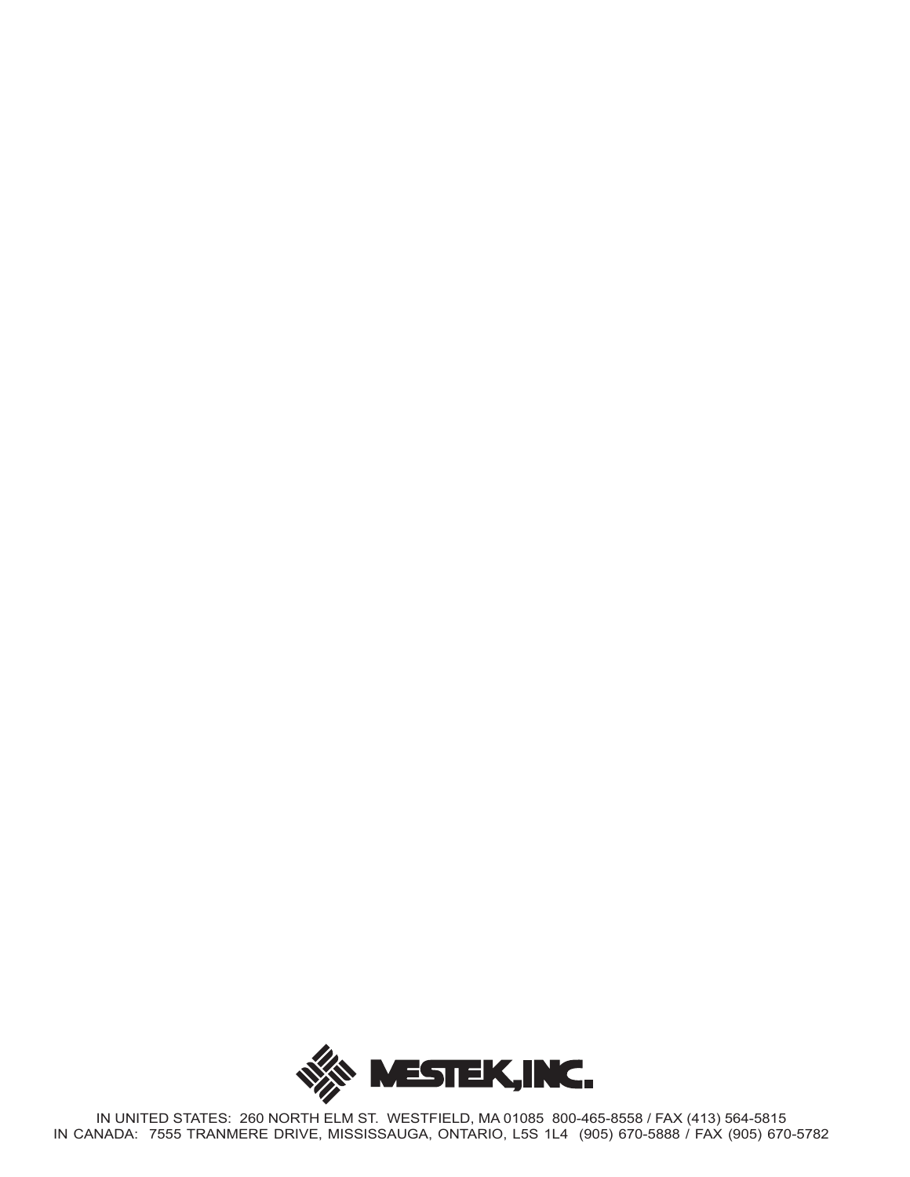MESTEK, INC.

IN UNITED STATES: 260 NORTH ELM ST. WESTFIELD, MA 01085 800-465-8558 / FAX (413) 564-5815
IN CANADA: 7555 TRANMERE DRIVE, MISSISSAUGA, ONTARIO, L5S 1L4 (905) 670-5888 / FAX (905) 670-5782